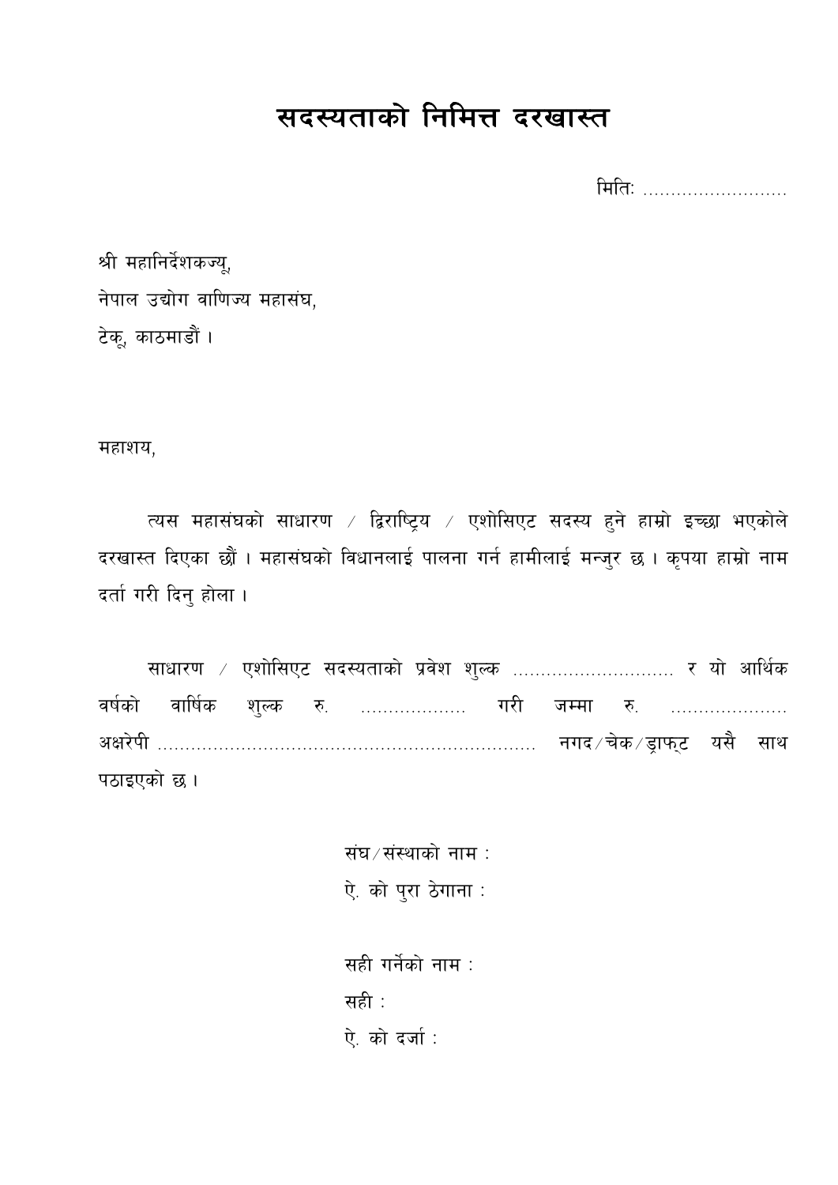# सदस्यताको निमित्त दरखास्त

मितिः ..........................

श्री महानिर्देशकज्यू,
नेपाल उद्योग वाणिज्य महासंघ,
टेकू, काठमाडौं ।

महाशय,

त्यस महासंघको साधारण / द्विराष्ट्रिय / एशोसिएट सदस्य हुने हाम्रो इच्छा भएकोले दरखास्त दिएका छौं । महासंघको विधानलाई पालना गर्न हामीलाई मन्जुर छ । कृपया हाम्रो नाम दर्ता गरी दिनु होला ।

साधारण / एशोसिएट सदस्यताको प्रवेश शुल्क ............................. र यो आर्थिक वर्षको वार्षिक शुल्क रु. ................... गरी जम्मा रु. ..................... अक्षरेपी ................................................................... नगद/चेक/ड्राफ्ट यसै साथ पठाइएको छ ।

संघ/संस्थाको नाम :
ऐ. को पुरा ठेगाना :

सही गर्नेको नाम :
सही :
ऐ. को दर्जा :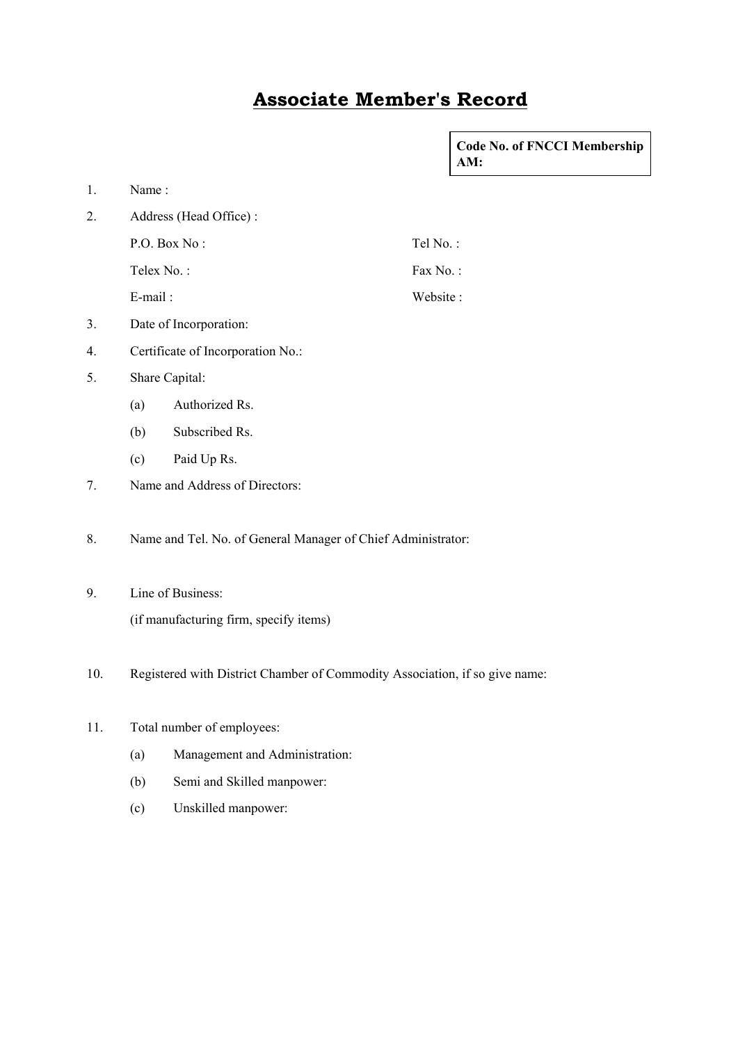# Associate Member's Record

**Code No. of FNCCI Membership AM:**

1. Name :
2. Address (Head Office) :

   P.O. Box No : Tel No. :

   Telex No. : Fax No. :

   E-mail : Website :

3. Date of Incorporation:
4. Certificate of Incorporation No.:
5. Share Capital:
   - (a) Authorized Rs.
   - (b) Subscribed Rs.
   - (c) Paid Up Rs.

7. Name and Address of Directors:

8. Name and Tel. No. of General Manager of Chief Administrator:

9. Line of Business:

   (if manufacturing firm, specify items)

10. Registered with District Chamber of Commodity Association, if so give name:

11. Total number of employees:
    - (a) Management and Administration:
    - (b) Semi and Skilled manpower:
    - (c) Unskilled manpower: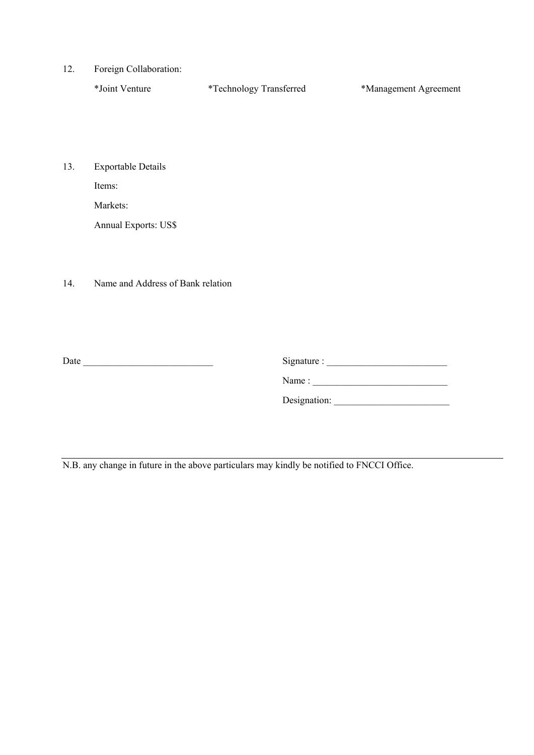12. Foreign Collaboration:

    *Joint Venture　　　　*Technology Transferred　　　　*Management Agreement

13. Exportable Details

    Items:

    Markets:

    Annual Exports: US$

14. Name and Address of Bank relation

Date ___________________________

Signature : _________________________

Name : ____________________________

Designation: ________________________

---

N.B. any change in future in the above particulars may kindly be notified to FNCCI Office.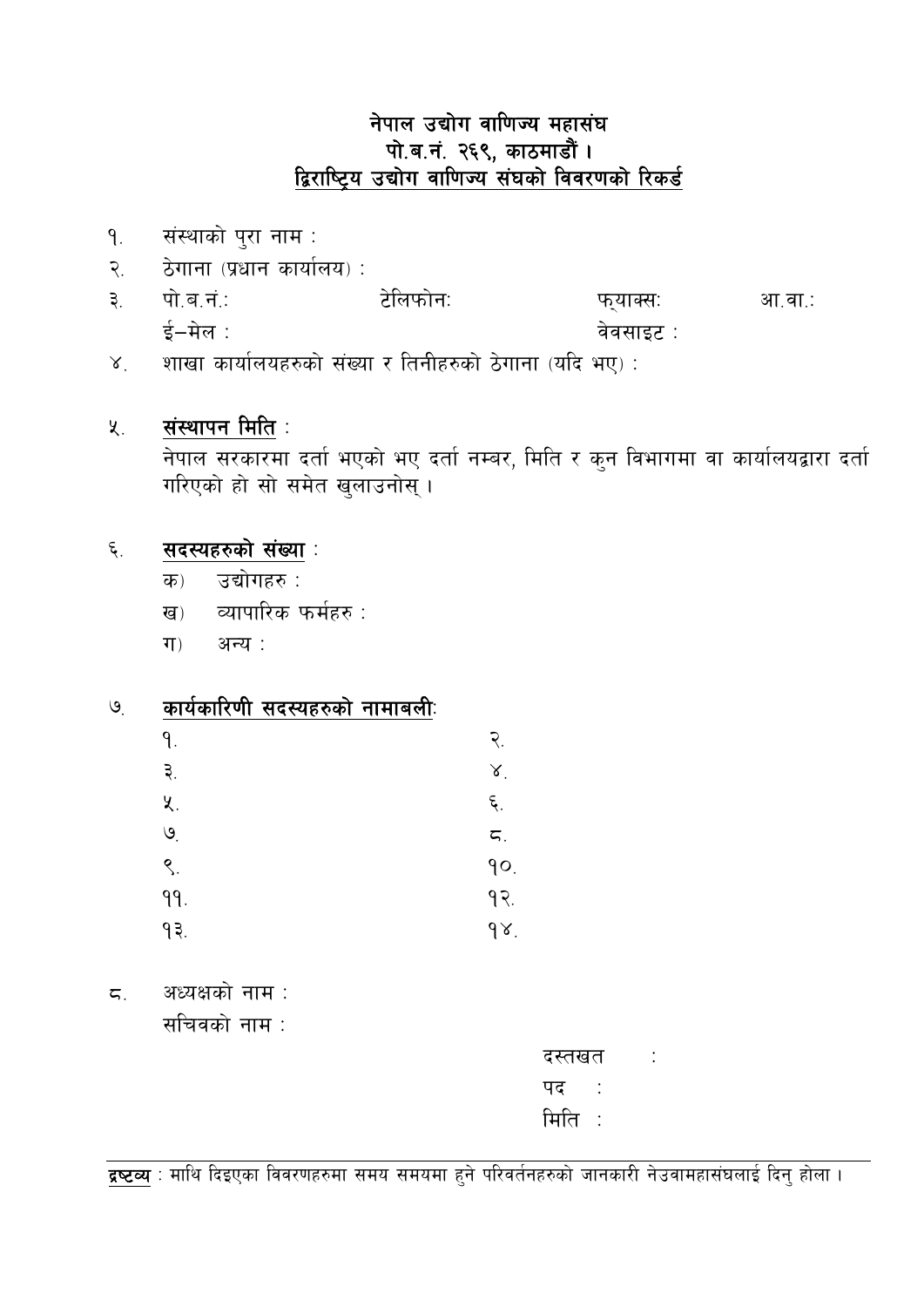# नेपाल उद्योग वाणिज्य महासंघ
## पो.ब.नं. २६९, काठमाडौं ।
## द्विराष्ट्रिय उद्योग वाणिज्य संघको विवरणको रिकर्ड

१. संस्थाको पुरा नाम :

२. ठेगाना (प्रधान कार्यालय) :

३. पो.ब.नं.: टेलिफोनः फ्याक्सः आ.वा.:
ई–मेल : वेवसाइट :

४. शाखा कार्यालयहरुको संख्या र तिनीहरुको ठेगाना (यदि भए) :

५. **संस्थापन मिति** :
नेपाल सरकारमा दर्ता भएको भए दर्ता नम्बर, मिति र कुन विभागमा वा कार्यालयद्वारा दर्ता गरिएको हो सो समेत खुलाउनोस् ।

६. **सदस्यहरुको संख्या** :
- क) उद्योगहरु :
- ख) व्यापारिक फर्महरु :
- ग) अन्य :

७. **कार्यकारिणी सदस्यहरुको नामाबलीः**

| | |
|---|---|
| १. | २. |
| ३. | ४. |
| ५. | ६. |
| ७. | ८. |
| ९. | १०. |
| ११. | १२. |
| १३. | १४. |

८. अध्यक्षको नाम :
सचिवको नाम :

दस्तखत :
पद :
मिति :

**द्रष्टव्य** : माथि दिइएका विवरणहरुमा समय समयमा हुने परिवर्तनहरुको जानकारी नेउवामहासंघलाई दिनु होला ।